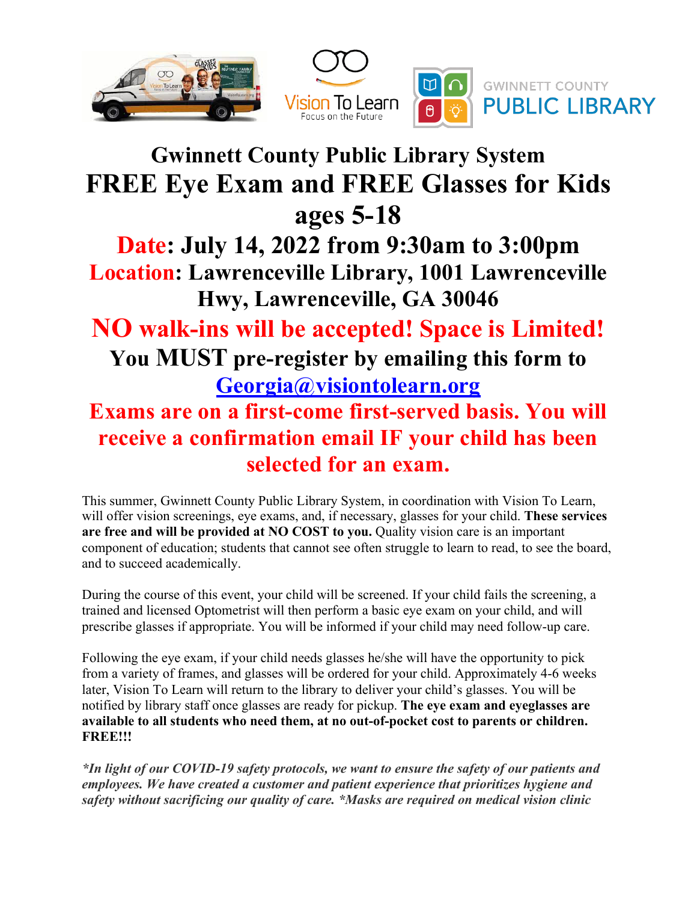# Gwinnett County Public Library System

# FREE Eye Exam and FREE Glasses for Kids ages 5-18

## Date: July 14, 2022 from 9:30am to 3:00pm

## Location: Lawrenceville Library, 1001 Lawrenceville Hwy, Lawrenceville, GA 30046

## NO walk-ins will be accepted! Space is Limited!

## You MUST pre-register by emailing this form to [Georgia@visiontolearn.org](mailto:Georgia@visiontolearn.org)

## Exams are on a first-come first-served basis. You will receive a confirmation email IF your child has been selected for an exam.

This summer, Gwinnett County Public Library System, in coordination with Vision To Learn, will offer vision screenings, eye exams, and, if necessary, glasses for your child. **These services are free and will be provided at NO COST to you.** Quality vision care is an important component of education; students that cannot see often struggle to learn to read, to see the board, and to succeed academically.

During the course of this event, your child will be screened. If your child fails the screening, a trained and licensed Optometrist will then perform a basic eye exam on your child, and will prescribe glasses if appropriate. You will be informed if your child may need follow-up care.

Following the eye exam, if your child needs glasses he/she will have the opportunity to pick from a variety of frames, and glasses will be ordered for your child. Approximately 4-6 weeks later, Vision To Learn will return to the library to deliver your child's glasses. You will be notified by library staff once glasses are ready for pickup. **The eye exam and eyeglasses are available to all students who need them, at no out-of-pocket cost to parents or children. FREE!!!**

***In light of our COVID-19 safety protocols, we want to ensure the safety of our patients and employees. We have created a customer and patient experience that prioritizes hygiene and safety without sacrificing our quality of care. *Masks are required on medical vision clinic***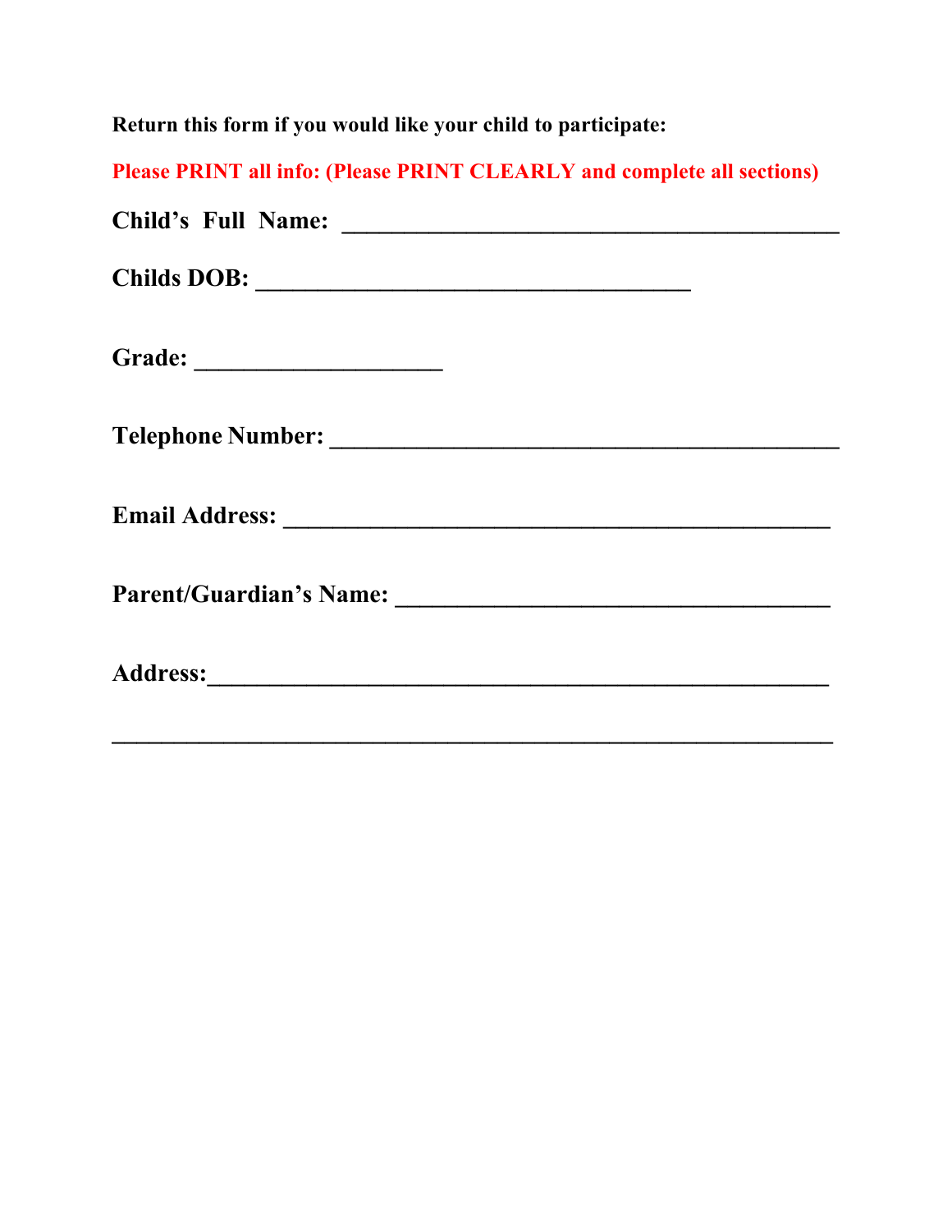**Return this form if you would like your child to participate:**

**Please PRINT all info: (Please PRINT CLEARLY and complete all sections)**

**Child's Full Name:** ________________________________________

**Childs DOB:** ___________________________________

**Grade:** ____________________

**Telephone Number:** _________________________________________

**Email Address:** _____________________________________________

**Parent/Guardian's Name:** ___________________________________

**Address:**__________________________________________________

__________________________________________________________